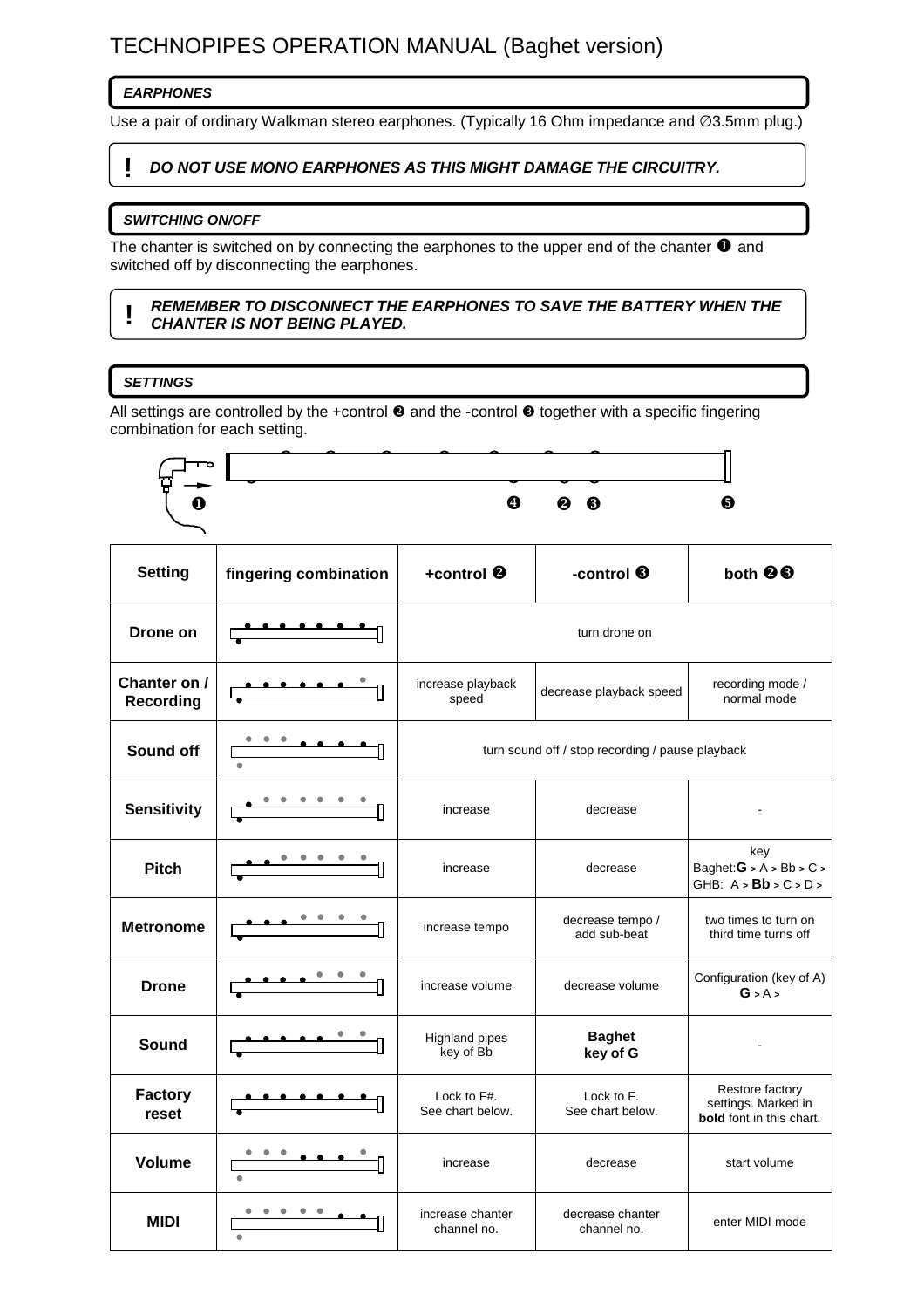# TECHNOPIPES OPERATION MANUAL (Baghet version)

## *EARPHONES*

Use a pair of ordinary Walkman stereo earphones. (Typically 16 Ohm impedance and ∅3.5mm plug.)

**!** ***DO NOT USE MONO EARPHONES AS THIS MIGHT DAMAGE THE CIRCUITRY.***

## *SWITCHING ON/OFF*

The chanter is switched on by connecting the earphones to the upper end of the chanter ❶ and switched off by disconnecting the earphones.

**!** ***REMEMBER TO DISCONNECT THE EARPHONES TO SAVE THE BATTERY WHEN THE CHANTER IS NOT BEING PLAYED.***

## *SETTINGS*

All settings are controlled by the +control ❷ and the -control ❸ together with a specific fingering combination for each setting.

❶ ❹ ❷ ❸ ❺

| Setting | fingering combination | +control ❷ | -control ❸ | both ❷❸ |
|---|---|---|---|---|
| **Drone on** | | turn drone on | | |
| **Chanter on / Recording** | | increase playback speed | decrease playback speed | recording mode / normal mode |
| **Sound off** | | turn sound off / stop recording / pause playback | | |
| **Sensitivity** | | increase | decrease | - |
| **Pitch** | | increase | decrease | key Baghet: **G** > A > Bb > C > GHB: A > **Bb** > C > D > |
| **Metronome** | | increase tempo | decrease tempo / add sub-beat | two times to turn on third time turns off |
| **Drone** | | increase volume | decrease volume | Configuration (key of A) **G** > A > |
| **Sound** | | Highland pipes key of Bb | **Baghet key of G** | - |
| **Factory reset** | | Lock to F#. See chart below. | Lock to F. See chart below. | Restore factory settings. Marked in **bold** font in this chart. |
| **Volume** | | increase | decrease | start volume |
| **MIDI** | | increase chanter channel no. | decrease chanter channel no. | enter MIDI mode |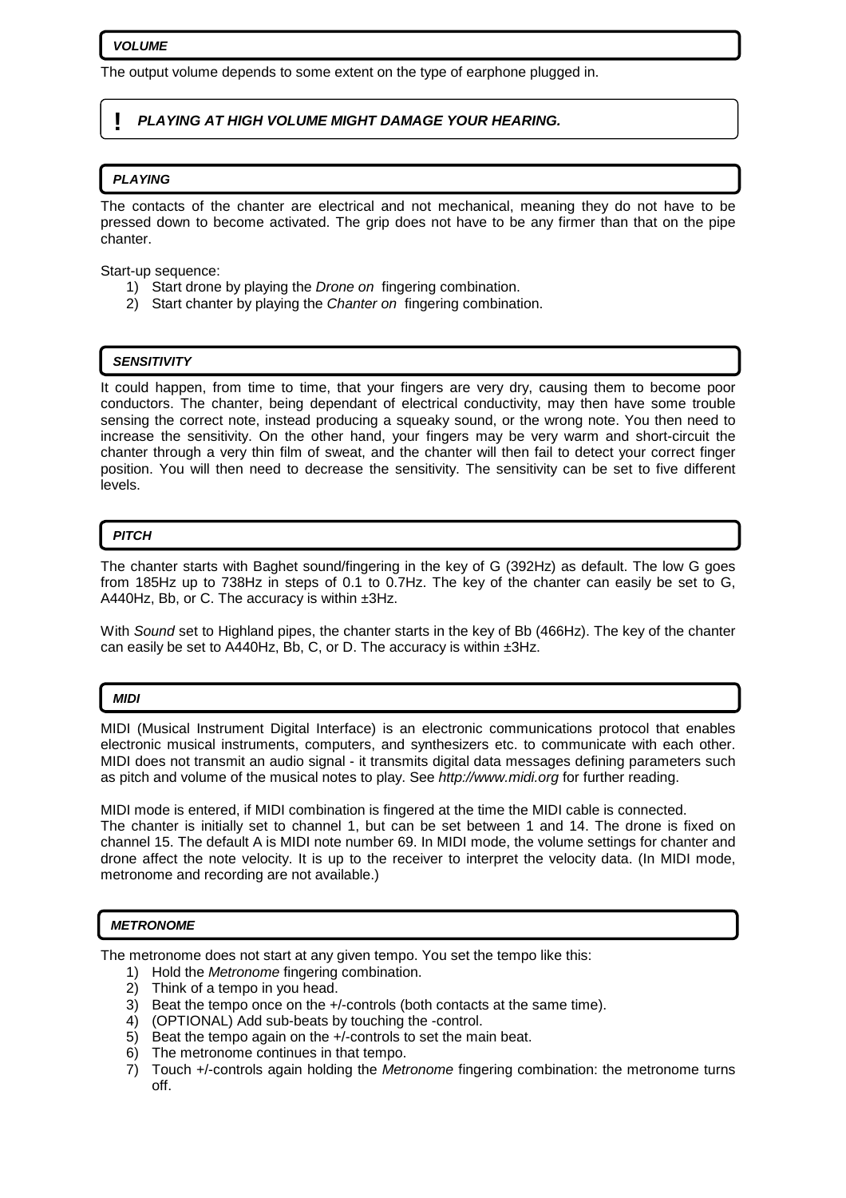### *VOLUME*

The output volume depends to some extent on the type of earphone plugged in.

> **!** ***PLAYING AT HIGH VOLUME MIGHT DAMAGE YOUR HEARING.***

### *PLAYING*

The contacts of the chanter are electrical and not mechanical, meaning they do not have to be pressed down to become activated. The grip does not have to be any firmer than that on the pipe chanter.

Start-up sequence:

1) Start drone by playing the *Drone on* fingering combination.
2) Start chanter by playing the *Chanter on* fingering combination.

### *SENSITIVITY*

It could happen, from time to time, that your fingers are very dry, causing them to become poor conductors. The chanter, being dependant of electrical conductivity, may then have some trouble sensing the correct note, instead producing a squeaky sound, or the wrong note. You then need to increase the sensitivity. On the other hand, your fingers may be very warm and short-circuit the chanter through a very thin film of sweat, and the chanter will then fail to detect your correct finger position. You will then need to decrease the sensitivity. The sensitivity can be set to five different levels.

### *PITCH*

The chanter starts with Baghet sound/fingering in the key of G (392Hz) as default. The low G goes from 185Hz up to 738Hz in steps of 0.1 to 0.7Hz. The key of the chanter can easily be set to G, A440Hz, Bb, or C. The accuracy is within ±3Hz.

With *Sound* set to Highland pipes, the chanter starts in the key of Bb (466Hz). The key of the chanter can easily be set to A440Hz, Bb, C, or D. The accuracy is within ±3Hz.

### *MIDI*

MIDI (Musical Instrument Digital Interface) is an electronic communications protocol that enables electronic musical instruments, computers, and synthesizers etc. to communicate with each other. MIDI does not transmit an audio signal - it transmits digital data messages defining parameters such as pitch and volume of the musical notes to play. See *http://www.midi.org* for further reading.

MIDI mode is entered, if MIDI combination is fingered at the time the MIDI cable is connected.
The chanter is initially set to channel 1, but can be set between 1 and 14. The drone is fixed on channel 15. The default A is MIDI note number 69. In MIDI mode, the volume settings for chanter and drone affect the note velocity. It is up to the receiver to interpret the velocity data. (In MIDI mode, metronome and recording are not available.)

### *METRONOME*

The metronome does not start at any given tempo. You set the tempo like this:

1) Hold the *Metronome* fingering combination.
2) Think of a tempo in you head.
3) Beat the tempo once on the +/-controls (both contacts at the same time).
4) (OPTIONAL) Add sub-beats by touching the -control.
5) Beat the tempo again on the +/-controls to set the main beat.
6) The metronome continues in that tempo.
7) Touch +/-controls again holding the *Metronome* fingering combination: the metronome turns off.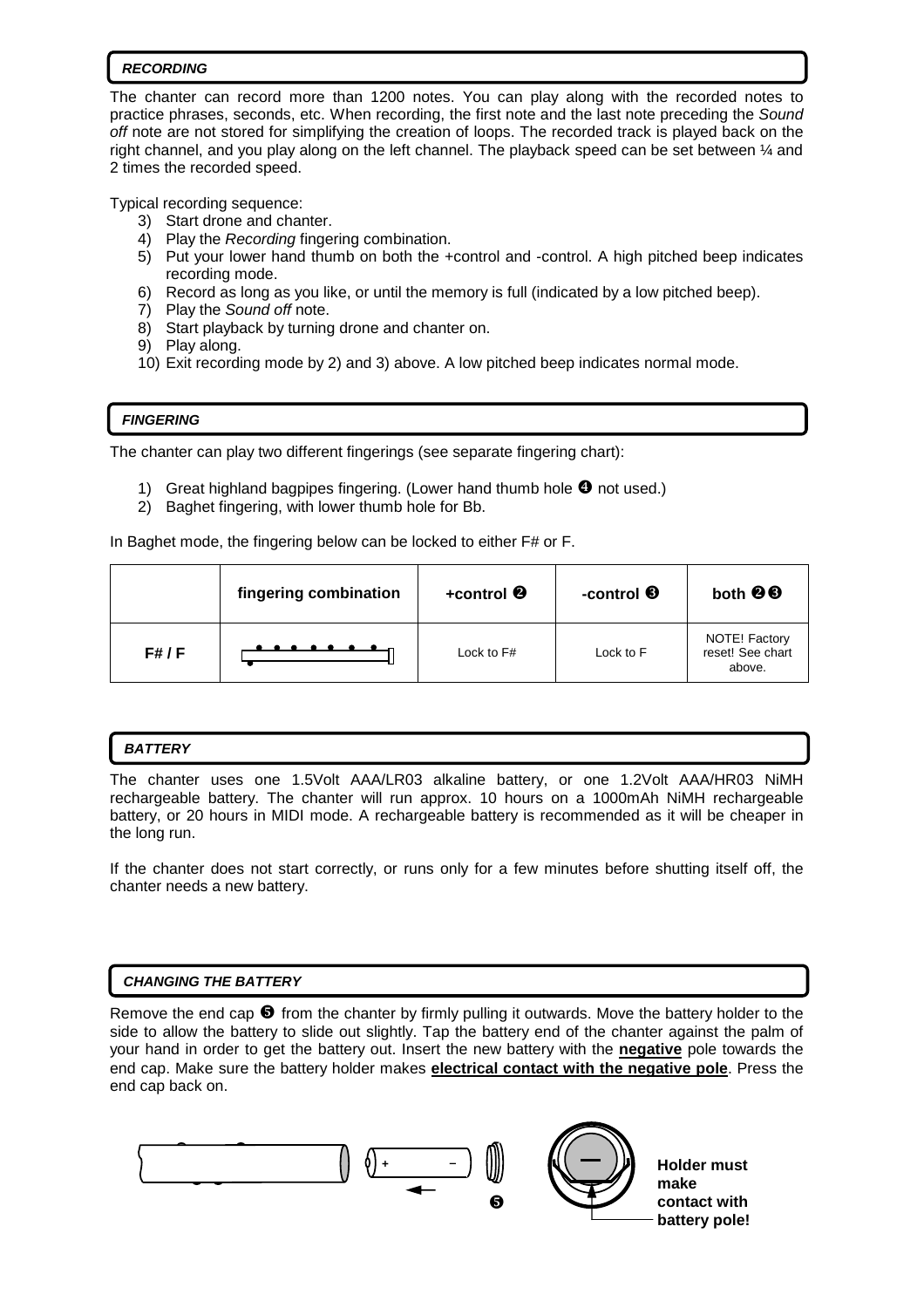## *RECORDING*

The chanter can record more than 1200 notes. You can play along with the recorded notes to practice phrases, seconds, etc. When recording, the first note and the last note preceding the *Sound off* note are not stored for simplifying the creation of loops. The recorded track is played back on the right channel, and you play along on the left channel. The playback speed can be set between ¼ and 2 times the recorded speed.

Typical recording sequence:

3) Start drone and chanter.
4) Play the *Recording* fingering combination.
5) Put your lower hand thumb on both the +control and -control. A high pitched beep indicates recording mode.
6) Record as long as you like, or until the memory is full (indicated by a low pitched beep).
7) Play the *Sound off* note.
8) Start playback by turning drone and chanter on.
9) Play along.
10) Exit recording mode by 2) and 3) above. A low pitched beep indicates normal mode.

## *FINGERING*

The chanter can play two different fingerings (see separate fingering chart):

1) Great highland bagpipes fingering. (Lower hand thumb hole ❹ not used.)
2) Baghet fingering, with lower thumb hole for Bb.

In Baghet mode, the fingering below can be locked to either F# or F.

| | fingering combination | +control ❷ | -control ❸ | both ❷❸ |
|---|---|---|---|---|
| F# / F | | Lock to F# | Lock to F | NOTE! Factory reset! See chart above. |

## *BATTERY*

The chanter uses one 1.5Volt AAA/LR03 alkaline battery, or one 1.2Volt AAA/HR03 NiMH rechargeable battery. The chanter will run approx. 10 hours on a 1000mAh NiMH rechargeable battery, or 20 hours in MIDI mode. A rechargeable battery is recommended as it will be cheaper in the long run.

If the chanter does not start correctly, or runs only for a few minutes before shutting itself off, the chanter needs a new battery.

## *CHANGING THE BATTERY*

Remove the end cap ❺ from the chanter by firmly pulling it outwards. Move the battery holder to the side to allow the battery to slide out slightly. Tap the battery end of the chanter against the palm of your hand in order to get the battery out. Insert the new battery with the **negative** pole towards the end cap. Make sure the battery holder makes **electrical contact with the negative pole**. Press the end cap back on.

+ − ❺

**Holder must make contact with battery pole!**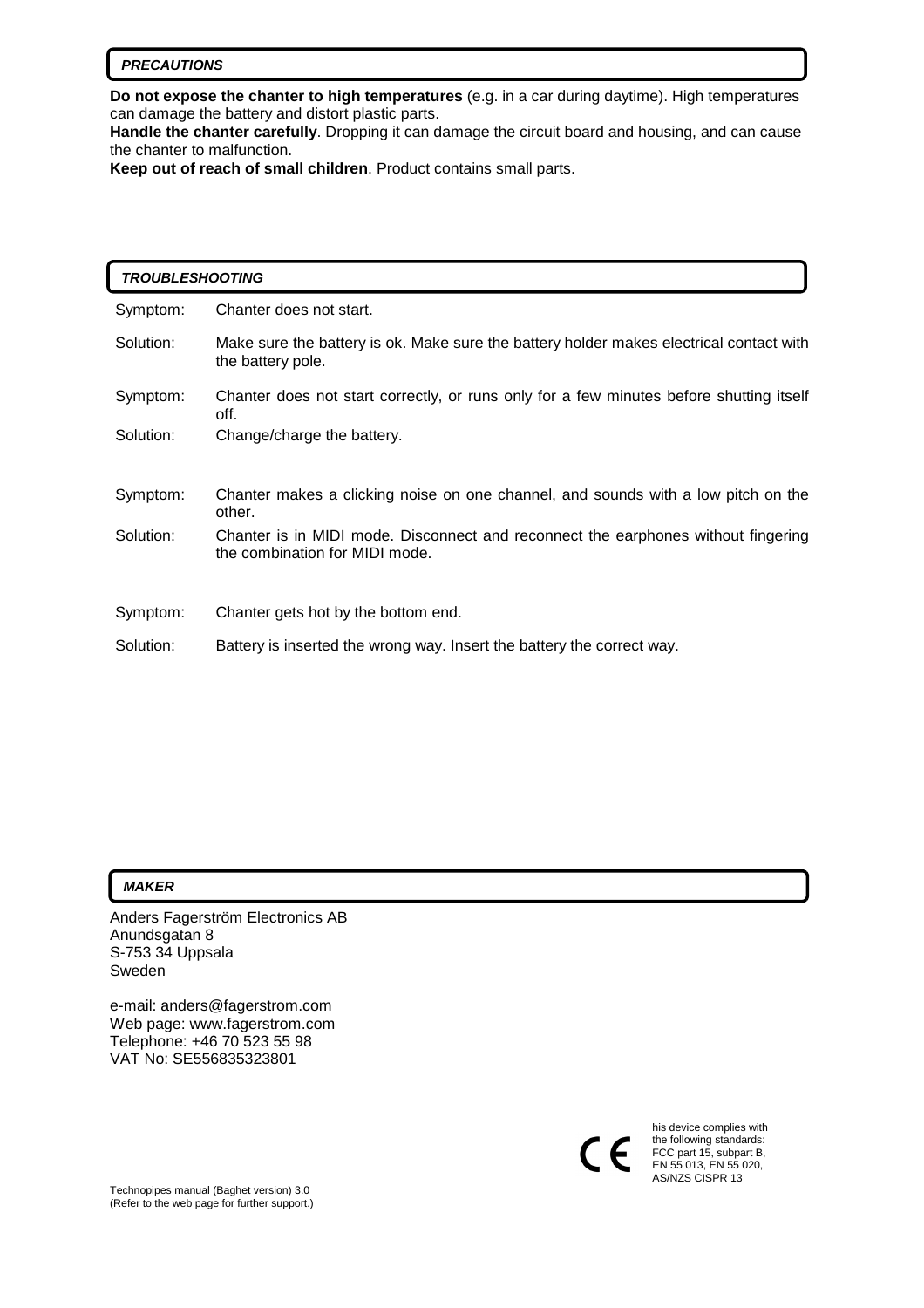## *PRECAUTIONS*

**Do not expose the chanter to high temperatures** (e.g. in a car during daytime). High temperatures can damage the battery and distort plastic parts.
**Handle the chanter carefully**. Dropping it can damage the circuit board and housing, and can cause the chanter to malfunction.
**Keep out of reach of small children**. Product contains small parts.

## *TROUBLESHOOTING*

| | |
|---|---|
| Symptom: | Chanter does not start. |
| Solution: | Make sure the battery is ok. Make sure the battery holder makes electrical contact with the battery pole. |
| Symptom: | Chanter does not start correctly, or runs only for a few minutes before shutting itself off. |
| Solution: | Change/charge the battery. |
| Symptom: | Chanter makes a clicking noise on one channel, and sounds with a low pitch on the other. |
| Solution: | Chanter is in MIDI mode. Disconnect and reconnect the earphones without fingering the combination for MIDI mode. |
| Symptom: | Chanter gets hot by the bottom end. |
| Solution: | Battery is inserted the wrong way. Insert the battery the correct way. |

## *MAKER*

Anders Fagerström Electronics AB
Anundsgatan 8
S-753 34 Uppsala
Sweden

e-mail: anders@fagerstrom.com
Web page: www.fagerstrom.com
Telephone: +46 70 523 55 98
VAT No: SE556835323801

CE

his device complies with the following standards: FCC part 15, subpart B, EN 55 013, EN 55 020, AS/NZS CISPR 13

Technopipes manual (Baghet version) 3.0
(Refer to the web page for further support.)